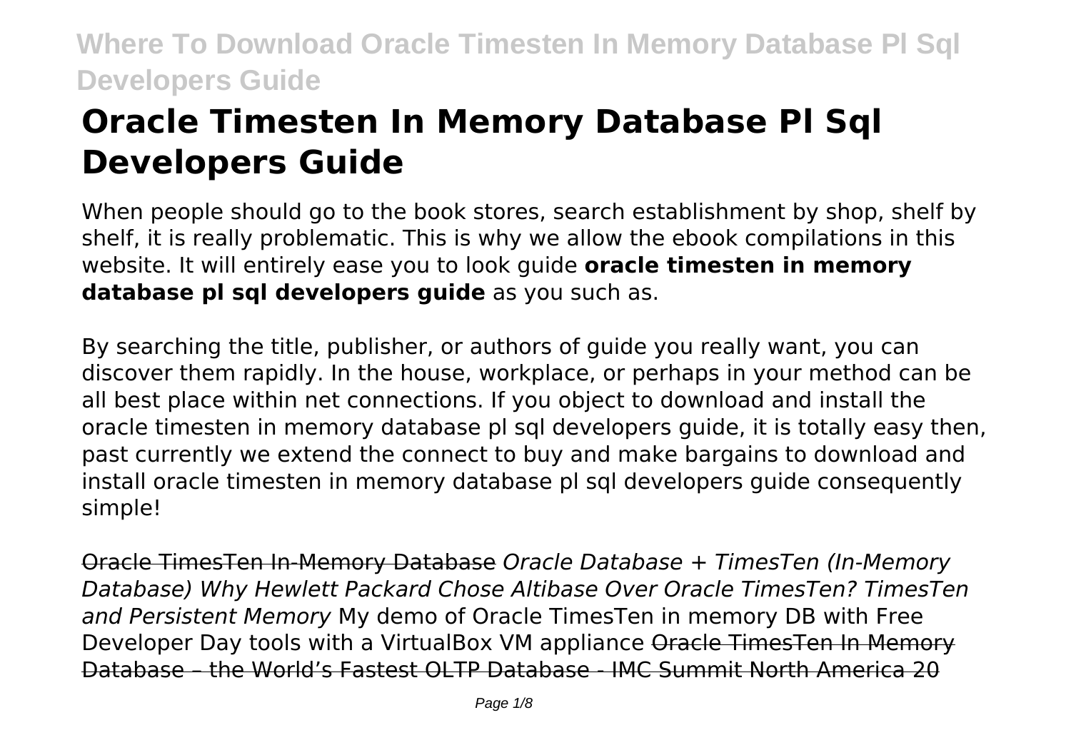# Oracle Timesten In Memory Database Pl Sql Developers Guide

When people should go to the book stores, search establishment by shop, shelf by shelf, it is really problematic. This is why we allow the ebook compilations in this website. It will entirely ease you to look guide **oracle timesten in memory database pl sql developers guide** as you such as.

By searching the title, publisher, or authors of guide you really want, you can discover them rapidly. In the house, workplace, or perhaps in your method can be all best place within net connections. If you object to download and install the oracle timesten in memory database pl sql developers guide, it is totally easy then, past currently we extend the connect to buy and make bargains to download and install oracle timesten in memory database pl sql developers guide consequently simple!

~~Oracle TimesTen In-Memory Database~~ *Oracle Database + TimesTen (In-Memory Database) Why Hewlett Packard Chose Altibase Over Oracle TimesTen? TimesTen and Persistent Memory* My demo of Oracle TimesTen in memory DB with Free Developer Day tools with a VirtualBox VM appliance ~~Oracle TimesTen In Memory Database – the World's Fastest OLTP Database - IMC Summit North America 20~~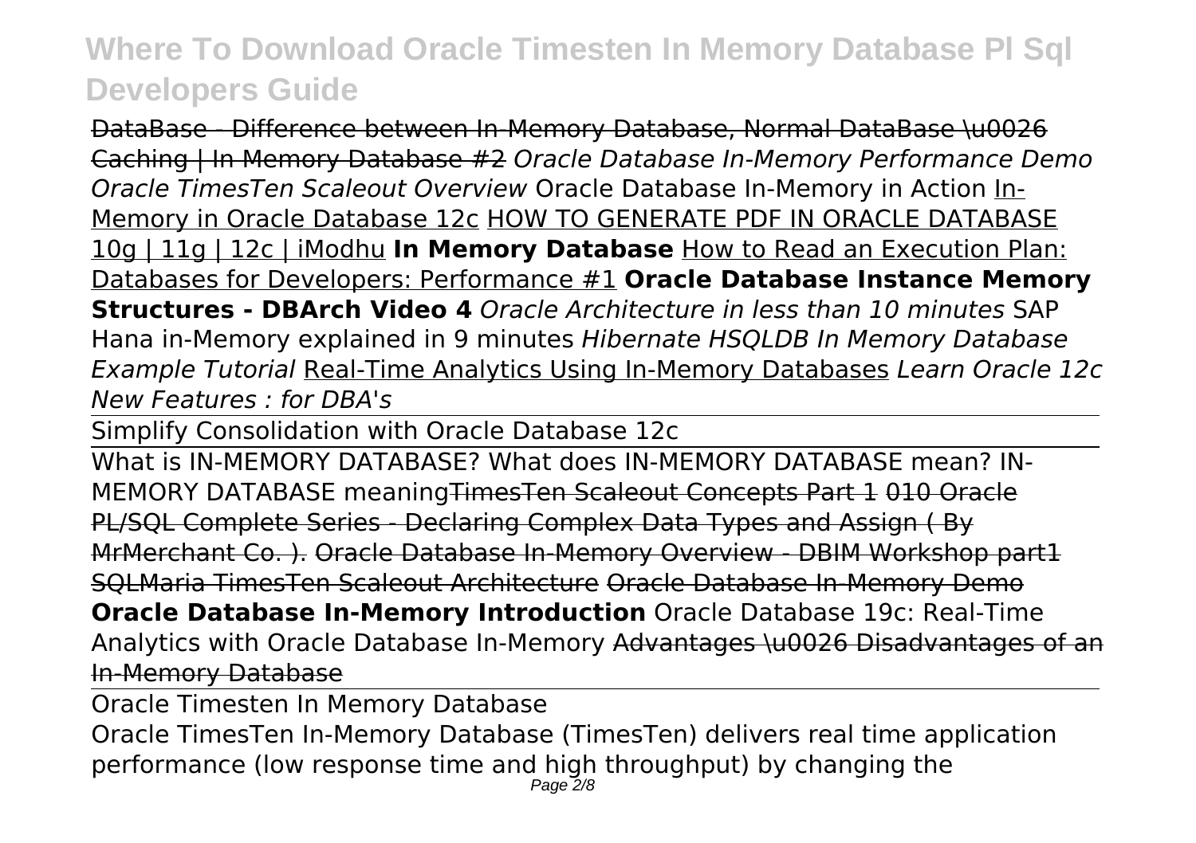DataBase - Difference between In-Memory Database, Normal DataBase \u0026 Caching | In Memory Database #2 *Oracle Database In-Memory Performance Demo* *Oracle TimesTen Scaleout Overview* Oracle Database In-Memory in Action In-Memory in Oracle Database 12c HOW TO GENERATE PDF IN ORACLE DATABASE 10g | 11g | 12c | iModhu **In Memory Database** How to Read an Execution Plan: Databases for Developers: Performance #1 **Oracle Database Instance Memory Structures - DBArch Video 4** *Oracle Architecture in less than 10 minutes* SAP Hana in-Memory explained in 9 minutes *Hibernate HSQLDB In Memory Database Example Tutorial* Real-Time Analytics Using In-Memory Databases *Learn Oracle 12c New Features : for DBA's*

Simplify Consolidation with Oracle Database 12c

What is IN-MEMORY DATABASE? What does IN-MEMORY DATABASE mean? IN-MEMORY DATABASE meaning~~TimesTen Scaleout Concepts Part 1~~ ~~010 Oracle PL/SQL Complete Series - Declaring Complex Data Types and Assign ( By MrMerchant Co. ).~~ ~~Oracle Database In-Memory Overview - DBIM Workshop part1~~ ~~SQLMaria TimesTen Scaleout Architecture~~ ~~Oracle Database In-Memory Demo~~ **Oracle Database In-Memory Introduction** Oracle Database 19c: Real-Time Analytics with Oracle Database In-Memory ~~Advantages \u0026 Disadvantages of an In-Memory Database~~

## Oracle Timesten In Memory Database

Oracle TimesTen In-Memory Database (TimesTen) delivers real time application performance (low response time and high throughput) by changing the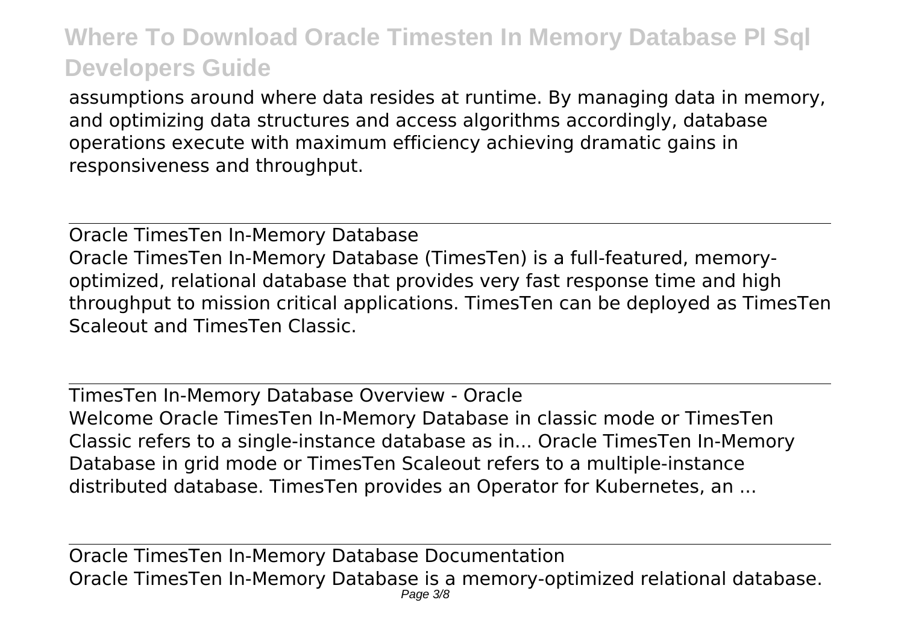assumptions around where data resides at runtime. By managing data in memory, and optimizing data structures and access algorithms accordingly, database operations execute with maximum efficiency achieving dramatic gains in responsiveness and throughput.

## Oracle TimesTen In-Memory Database

Oracle TimesTen In-Memory Database (TimesTen) is a full-featured, memory-optimized, relational database that provides very fast response time and high throughput to mission critical applications. TimesTen can be deployed as TimesTen Scaleout and TimesTen Classic.

## TimesTen In-Memory Database Overview - Oracle

Welcome Oracle TimesTen In-Memory Database in classic mode or TimesTen Classic refers to a single-instance database as in... Oracle TimesTen In-Memory Database in grid mode or TimesTen Scaleout refers to a multiple-instance distributed database. TimesTen provides an Operator for Kubernetes, an ...

## Oracle TimesTen In-Memory Database Documentation

Oracle TimesTen In-Memory Database is a memory-optimized relational database.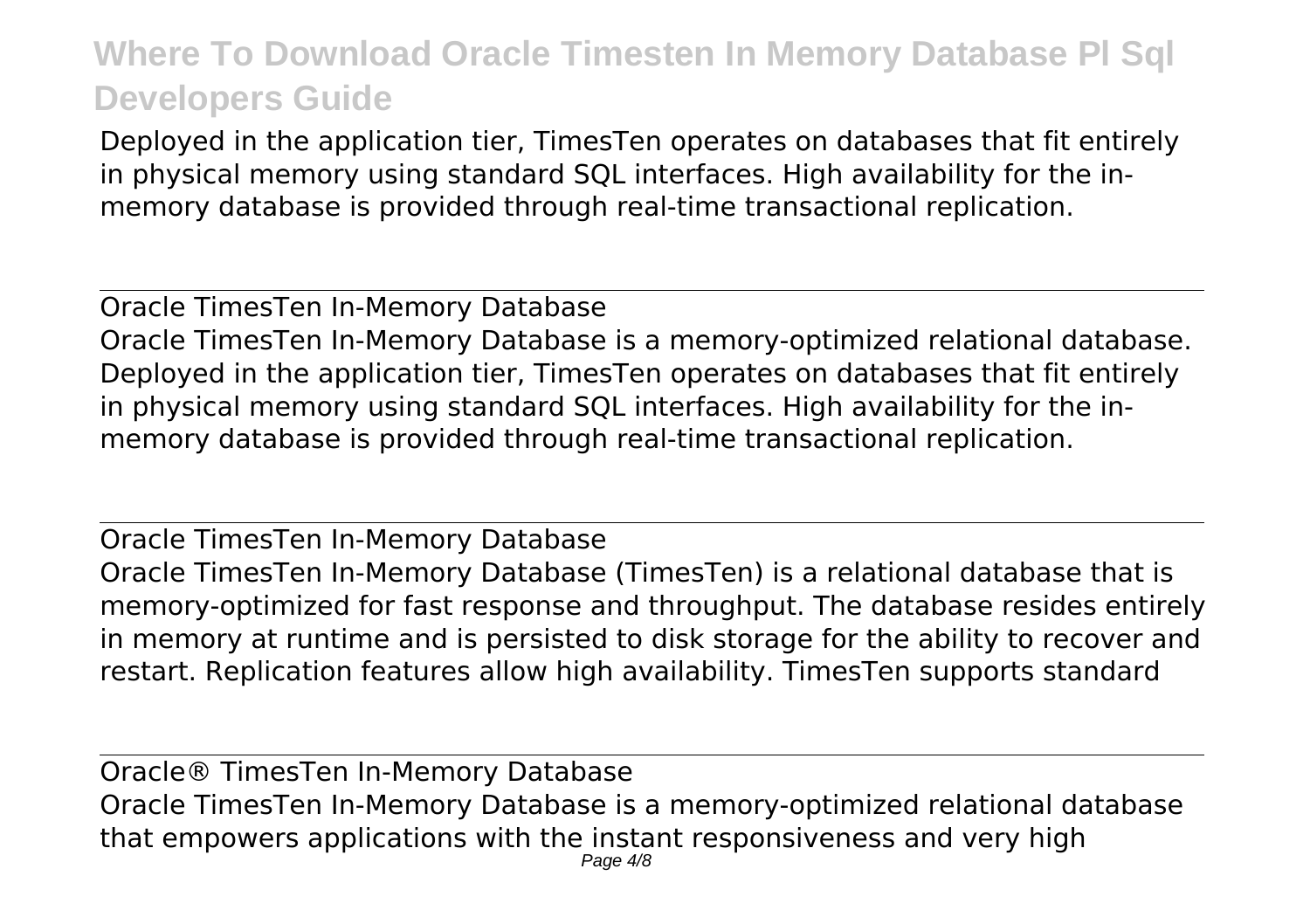Deployed in the application tier, TimesTen operates on databases that fit entirely in physical memory using standard SQL interfaces. High availability for the in-memory database is provided through real-time transactional replication.

---

Oracle TimesTen In-Memory Database

Oracle TimesTen In-Memory Database is a memory-optimized relational database. Deployed in the application tier, TimesTen operates on databases that fit entirely in physical memory using standard SQL interfaces. High availability for the in-memory database is provided through real-time transactional replication.

---

Oracle TimesTen In-Memory Database

Oracle TimesTen In-Memory Database (TimesTen) is a relational database that is memory-optimized for fast response and throughput. The database resides entirely in memory at runtime and is persisted to disk storage for the ability to recover and restart. Replication features allow high availability. TimesTen supports standard

---

Oracle® TimesTen In-Memory Database

Oracle TimesTen In-Memory Database is a memory-optimized relational database that empowers applications with the instant responsiveness and very high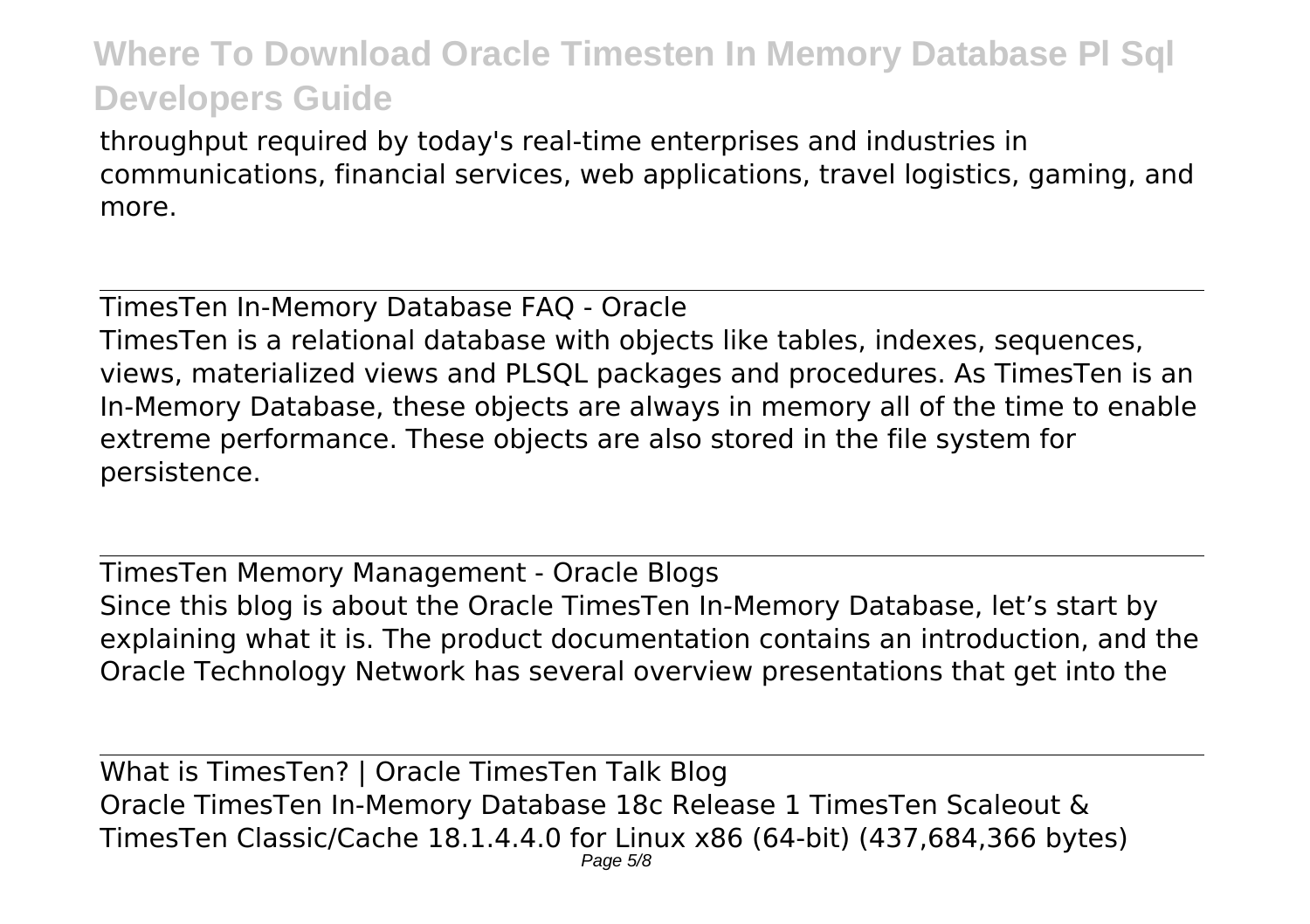throughput required by today's real-time enterprises and industries in communications, financial services, web applications, travel logistics, gaming, and more.

TimesTen In-Memory Database FAQ - Oracle

TimesTen is a relational database with objects like tables, indexes, sequences, views, materialized views and PLSQL packages and procedures. As TimesTen is an In-Memory Database, these objects are always in memory all of the time to enable extreme performance. These objects are also stored in the file system for persistence.

TimesTen Memory Management - Oracle Blogs

Since this blog is about the Oracle TimesTen In-Memory Database, let's start by explaining what it is. The product documentation contains an introduction, and the Oracle Technology Network has several overview presentations that get into the

What is TimesTen? | Oracle TimesTen Talk Blog

Oracle TimesTen In-Memory Database 18c Release 1 TimesTen Scaleout & TimesTen Classic/Cache 18.1.4.4.0 for Linux x86 (64-bit) (437,684,366 bytes)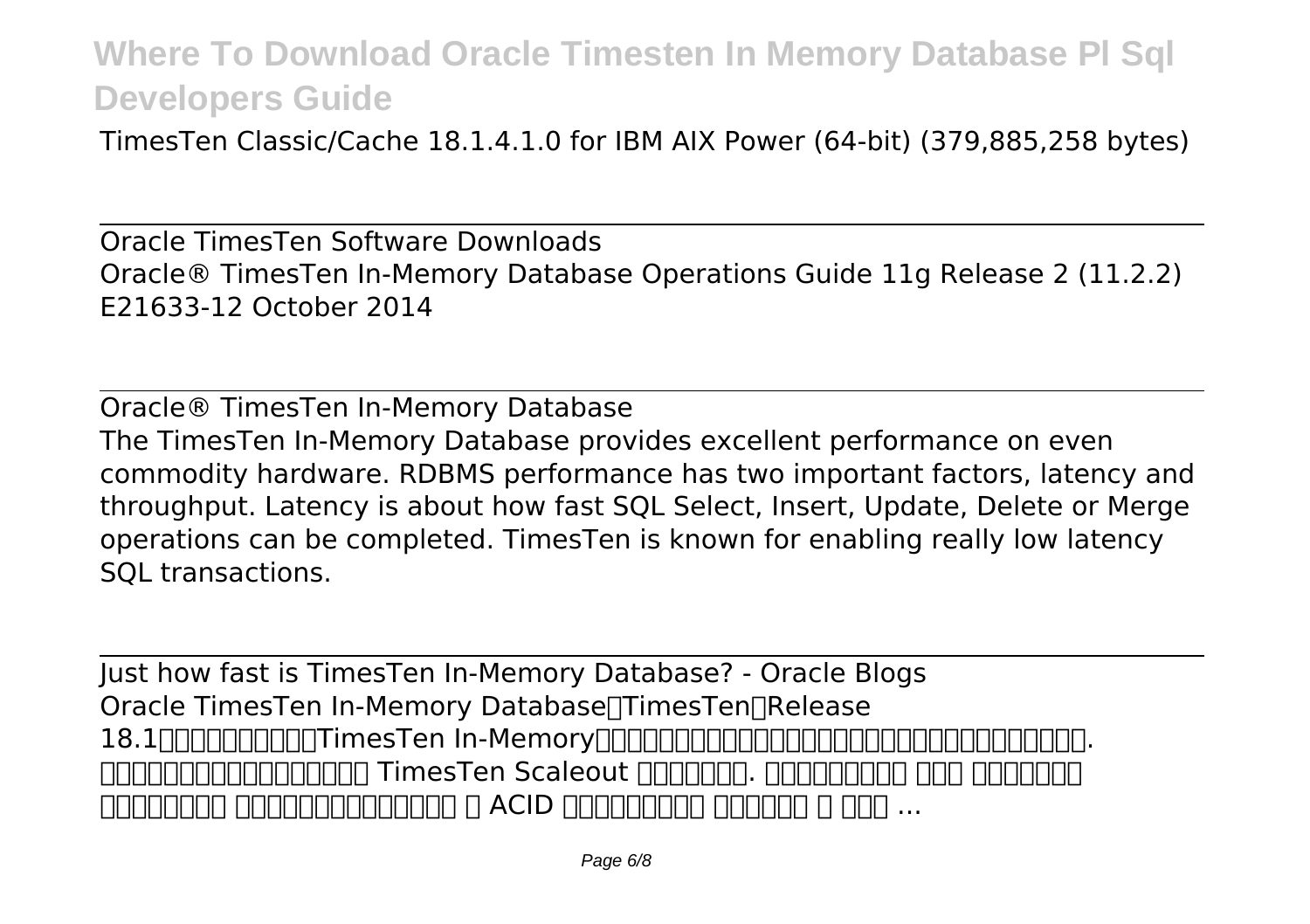TimesTen Classic/Cache 18.1.4.1.0 for IBM AIX Power (64-bit) (379,885,258 bytes)

Oracle TimesTen Software Downloads
Oracle® TimesTen In-Memory Database Operations Guide 11g Release 2 (11.2.2) E21633-12 October 2014

Oracle® TimesTen In-Memory Database
The TimesTen In-Memory Database provides excellent performance on even commodity hardware. RDBMS performance has two important factors, latency and throughput. Latency is about how fast SQL Select, Insert, Update, Delete or Merge operations can be completed. TimesTen is known for enabling really low latency SQL transactions.

Just how fast is TimesTen In-Memory Database? - Oracle Blogs
Oracle TimesTen In-Memory Database□TimesTen□Release 18.1□□□□□□□□□TimesTen In-Memory□□□□□□□□□□□□□□□□□□□□□□□□□□□□□□□□. □□□□□□□□□□□□□□□□ TimesTen Scaleout □□□□□□□. □□□□□□□□□ □□□ □□□□□□□ □□□□□□□□ □□□□□□□□□□□□□ □ ACID □□□□□□□□□ □□□□□□ □ □□□ ...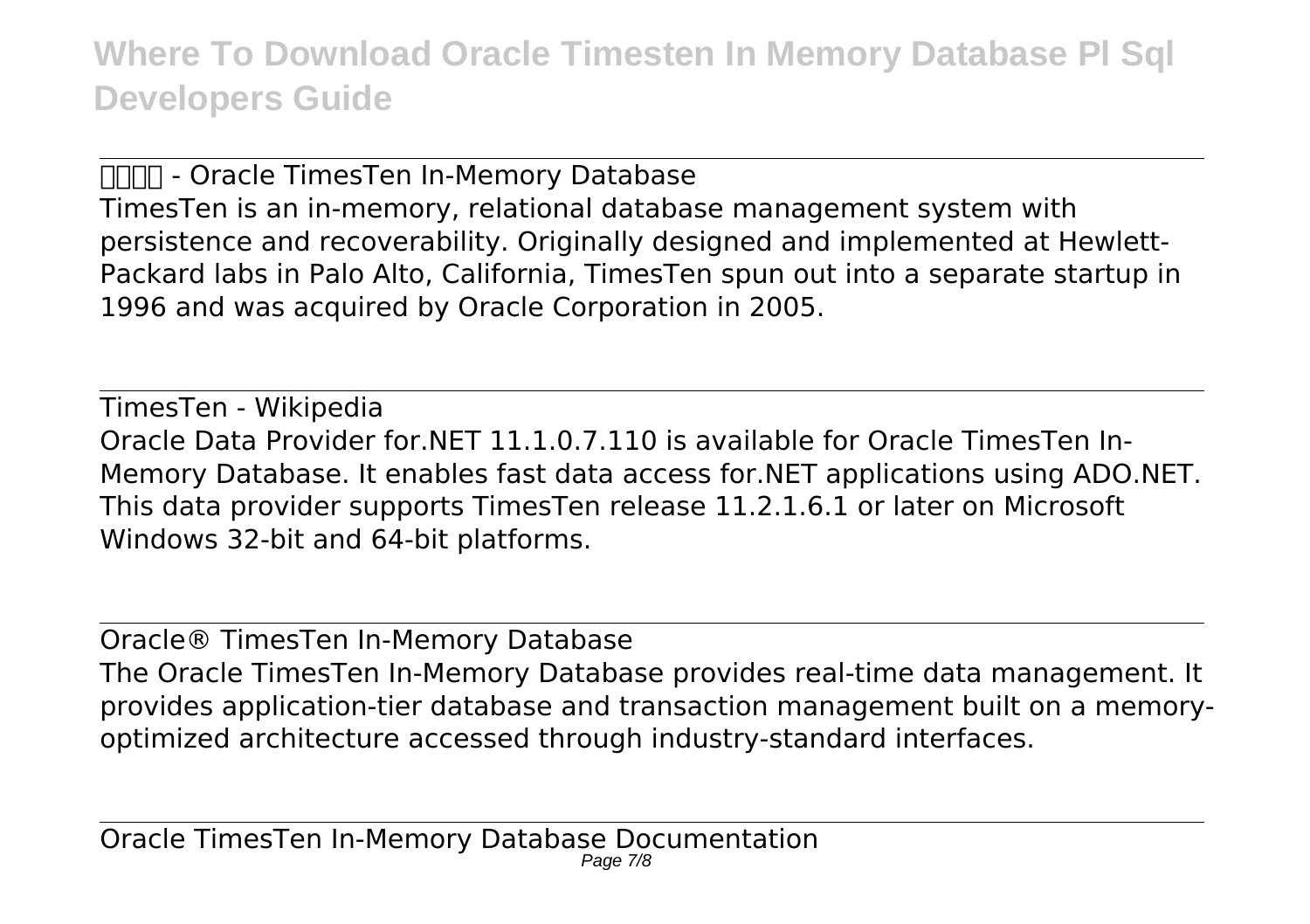□□□□ - Oracle TimesTen In-Memory Database
TimesTen is an in-memory, relational database management system with persistence and recoverability. Originally designed and implemented at Hewlett-Packard labs in Palo Alto, California, TimesTen spun out into a separate startup in 1996 and was acquired by Oracle Corporation in 2005.

---

TimesTen - Wikipedia
Oracle Data Provider for.NET 11.1.0.7.110 is available for Oracle TimesTen In-Memory Database. It enables fast data access for.NET applications using ADO.NET. This data provider supports TimesTen release 11.2.1.6.1 or later on Microsoft Windows 32-bit and 64-bit platforms.

---

Oracle® TimesTen In-Memory Database
The Oracle TimesTen In-Memory Database provides real-time data management. It provides application-tier database and transaction management built on a memory-optimized architecture accessed through industry-standard interfaces.

---

Oracle TimesTen In-Memory Database Documentation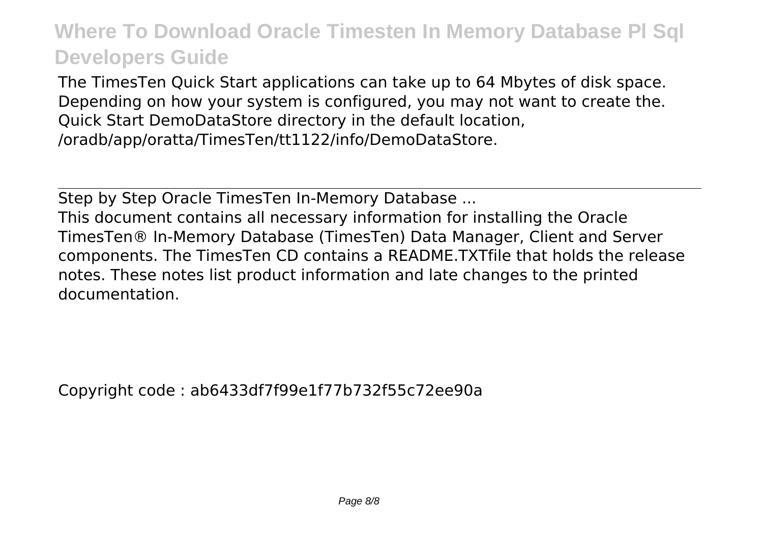The TimesTen Quick Start applications can take up to 64 Mbytes of disk space. Depending on how your system is configured, you may not want to create the. Quick Start DemoDataStore directory in the default location, /oradb/app/oratta/TimesTen/tt1122/info/DemoDataStore.

Step by Step Oracle TimesTen In-Memory Database ...

This document contains all necessary information for installing the Oracle TimesTen® In-Memory Database (TimesTen) Data Manager, Client and Server components. The TimesTen CD contains a README.TXTfile that holds the release notes. These notes list product information and late changes to the printed documentation.

Copyright code : ab6433df7f99e1f77b732f55c72ee90a